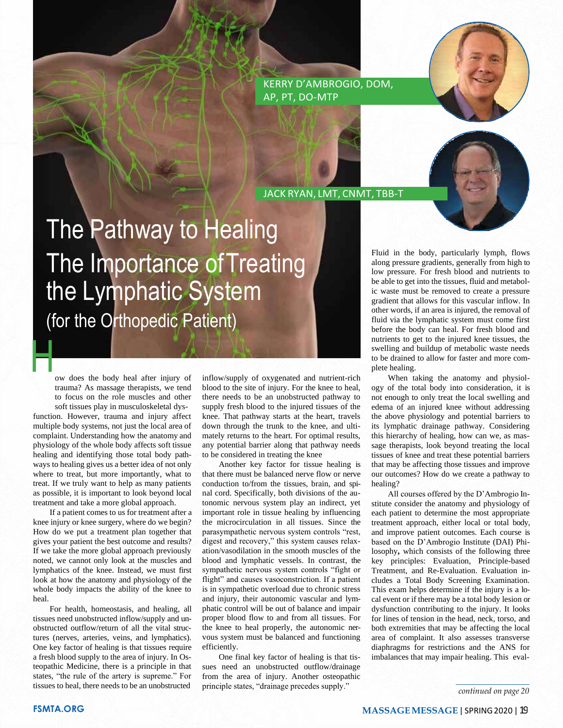# The Pathway to Healing The Importance of Treating the Lymphatic System (for the Orthopedic Patient)

KERRY D'AMBROGIO, DOM, AP, PT, DO-MTP

JACK RYAN, LMT, CNMT, TBB-T

How does the body heal after injury of trauma? As massage therapists, we tend to focus on the role muscles and other soft tissues play in musculoskeletal dysfunction. However, trauma and injury affect multiple body systems, not just the local area of complaint. Understanding how the anatomy and physiology of the whole body affects soft tissue healing and identifying those total body pathways to healing gives us a better idea of not only where to treat, but more importantly, what to treat. If we truly want to help as many patients as possible, it is important to look beyond local treatment and take a more global approach.

If a patient comes to us for treatment after a knee injury or knee surgery, where do we begin? How do we put a treatment plan together that gives your patient the best outcome and results? If we take the more global approach previously noted, we cannot only look at the muscles and lymphatics of the knee. Instead, we must first look at how the anatomy and physiology of the whole body impacts the ability of the knee to heal.

For health, homeostasis, and healing, all tissues need unobstructed inflow/supply and unobstructed outflow/return of all the vital structures (nerves, arteries, veins, and lymphatics). One key factor of healing is that tissues require a fresh blood supply to the area of injury. In Osteopathic Medicine, there is a principle in that states, "the rule of the artery is supreme." For tissues to heal, there needs to be an unobstructed inflow/supply of oxygenated and nutrient-rich blood to the site of injury. For the knee to heal, there needs to be an unobstructed pathway to supply fresh blood to the injured tissues of the knee. That pathway starts at the heart, travels down through the trunk to the knee, and ultimately returns to the heart. For optimal results, any potential barrier along that pathway needs to be considered in treating the knee

Another key factor for tissue healing is that there must be balanced nerve flow or nerve conduction to/from the tissues, brain, and spinal cord. Specifically, both divisions of the autonomic nervous system play an indirect, yet important role in tissue healing by influencing the microcirculation in all tissues. Since the parasympathetic nervous system controls "rest, digest and recovery," this system causes relaxation/vasodilation in the smooth muscles of the blood and lymphatic vessels. In contrast, the sympathetic nervous system controls "fight or flight" and causes vasoconstriction. If a patient is in sympathetic overload due to chronic stress and injury, their autonomic vascular and lymphatic control will be out of balance and impair proper blood flow to and from all tissues. For the knee to heal properly, the autonomic nervous system must be balanced and functioning efficiently.

One final key factor of healing is that tissues need an unobstructed outflow/drainage from the area of injury. Another osteopathic principle states, "drainage precedes supply."

Fluid in the body, particularly lymph, flows along pressure gradients, generally from high to low pressure. For fresh blood and nutrients to be able to get into the tissues, fluid and metabolic waste must be removed to create a pressure gradient that allows for this vascular inflow. In other words, if an area is injured, the removal of fluid via the lymphatic system must come first before the body can heal. For fresh blood and nutrients to get to the injured knee tissues, the swelling and buildup of metabolic waste needs to be drained to allow for faster and more complete healing.

When taking the anatomy and physiology of the total body into consideration, it is not enough to only treat the local swelling and edema of an injured knee without addressing the above physiology and potential barriers to its lymphatic drainage pathway. Considering this hierarchy of healing, how can we, as massage therapists, look beyond treating the local tissues of knee and treat these potential barriers that may be affecting those tissues and improve our outcomes? How do we create a pathway to healing?

All courses offered by the D'Ambrogio Institute consider the anatomy and physiology of each patient to determine the most appropriate treatment approach, either local or total body, and improve patient outcomes. Each course is based on the D'Ambrogio Institute (DAI) Philosophy**,** which consists of the following three key principles: Evaluation, Principle-based Treatment, and Re-Evaluation. Evaluation includes a Total Body Screening Examination. This exam helps determine if the injury is a local event or if there may be a total body lesion or dysfunction contributing to the injury. It looks for lines of tension in the head, neck, torso, and both extremities that may be affecting the local area of complaint. It also assesses transverse diaphragms for restrictions and the ANS for imbalances that may impair healing. This eval-

*continued on page 20*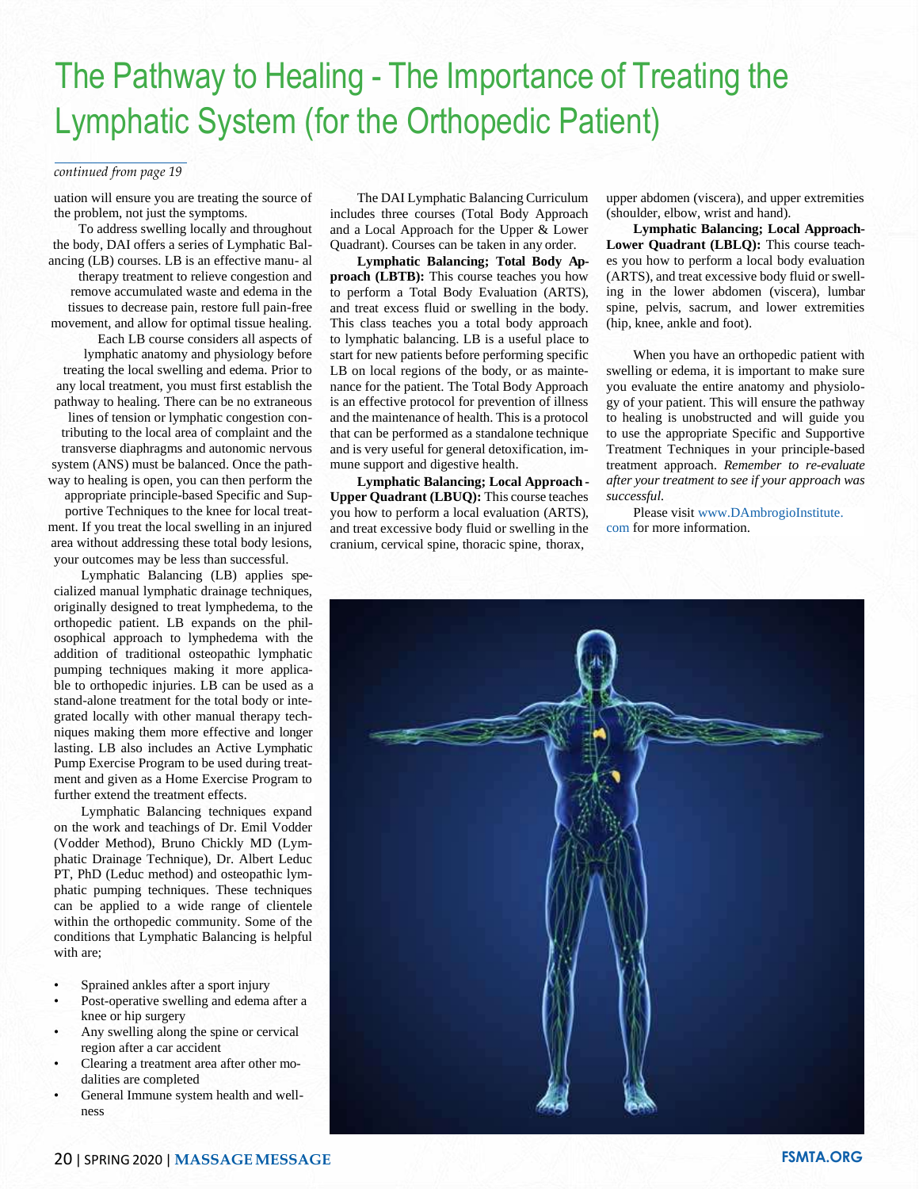# The Pathway to Healing - The Importance of Treating the Lymphatic System (for the Orthopedic Patient)

*continued from page 19*

uation will ensure you are treating the source of the problem, not just the symptoms.

To address swelling locally and throughout the body, DAI offers a series of Lymphatic Balancing (LB) courses. LB is an effective manu- al therapy treatment to relieve congestion and remove accumulated waste and edema in the tissues to decrease pain, restore full pain-free movement, and allow for optimal tissue healing.

Each LB course considers all aspects of lymphatic anatomy and physiology before treating the local swelling and edema. Prior to any local treatment, you must first establish the pathway to healing. There can be no extraneous lines of tension or lymphatic congestion contributing to the local area of complaint and the transverse diaphragms and autonomic nervous system (ANS) must be balanced. Once the pathway to healing is open, you can then perform the appropriate principle-based Specific and Supportive Techniques to the knee for local treatment. If you treat the local swelling in an injured area without addressing these total body lesions, your outcomes may be less than successful.

Lymphatic Balancing (LB) applies specialized manual lymphatic drainage techniques, originally designed to treat lymphedema, to the orthopedic patient. LB expands on the philosophical approach to lymphedema with the addition of traditional osteopathic lymphatic pumping techniques making it more applicable to orthopedic injuries. LB can be used as a stand-alone treatment for the total body or integrated locally with other manual therapy techniques making them more effective and longer lasting. LB also includes an Active Lymphatic Pump Exercise Program to be used during treatment and given as a Home Exercise Program to further extend the treatment effects.

Lymphatic Balancing techniques expand on the work and teachings of Dr. Emil Vodder (Vodder Method), Bruno Chickly MD (Lymphatic Drainage Technique), Dr. Albert Leduc PT, PhD (Leduc method) and osteopathic lymphatic pumping techniques. These techniques can be applied to a wide range of clientele within the orthopedic community. Some of the conditions that Lymphatic Balancing is helpful with are;

- Sprained ankles after a sport injury
- Post-operative swelling and edema after a knee or hip surgery
- Any swelling along the spine or cervical region after a car accident
- Clearing a treatment area after other modalities are completed
- General Immune system health and wellness

The DAI Lymphatic Balancing Curriculum includes three courses (Total Body Approach and a Local Approach for the Upper & Lower Quadrant). Courses can be taken in any order.

**Lymphatic Balancing; Total Body Approach (LBTB):** This course teaches you how to perform a Total Body Evaluation (ARTS), and treat excess fluid or swelling in the body. This class teaches you a total body approach to lymphatic balancing. LB is a useful place to start for new patients before performing specific LB on local regions of the body, or as maintenance for the patient. The Total Body Approach is an effective protocol for prevention of illness and the maintenance of health. This is a protocol that can be performed as a standalone technique and is very useful for general detoxification, immune support and digestive health.

**Lymphatic Balancing; Local Approach - Upper Quadrant (LBUQ):** This course teaches you how to perform a local evaluation (ARTS), and treat excessive body fluid or swelling in the cranium, cervical spine, thoracic spine, thorax, upper abdomen (viscera), and upper extremities (shoulder, elbow, wrist and hand).

**Lymphatic Balancing; Local Approach- Lower Quadrant (LBLQ):** This course teaches you how to perform a local body evaluation (ARTS), and treat excessive body fluid or swelling in the lower abdomen (viscera), lumbar spine, pelvis, sacrum, and lower extremities (hip, knee, ankle and foot).

When you have an orthopedic patient with swelling or edema, it is important to make sure you evaluate the entire anatomy and physiology of your patient. This will ensure the pathway to healing is unobstructed and will guide you to use the appropriate Specific and Supportive Treatment Techniques in your principle-based treatment approach. *Remember to re-evaluate after your treatment to see if your approach was successful.*

Please visit www.DAmbrogioInstitute.com for more information.